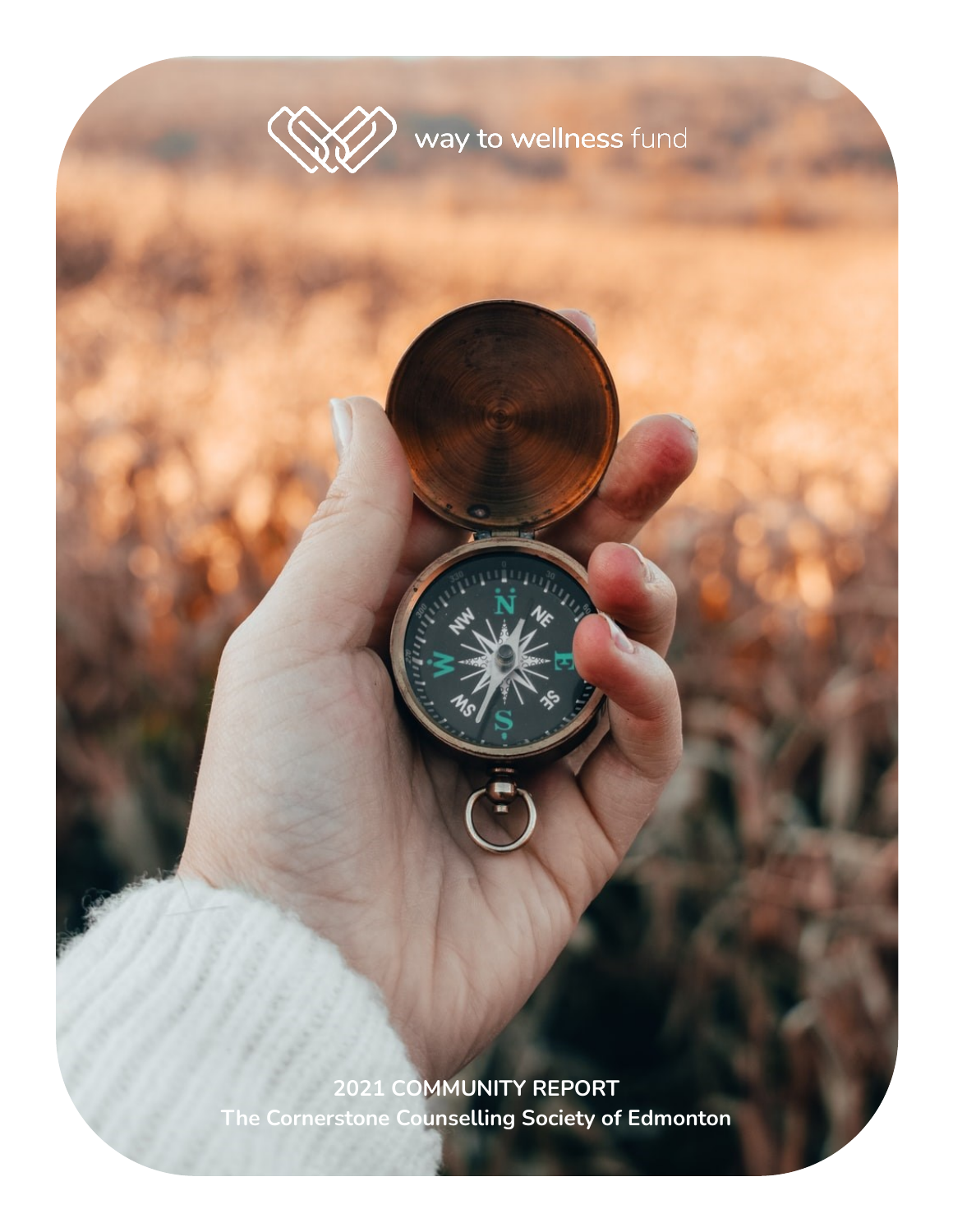way to wellness fund

**2021 COMMUNITY REPORT**

**The Cornerstone Counselling Society of Edmonton**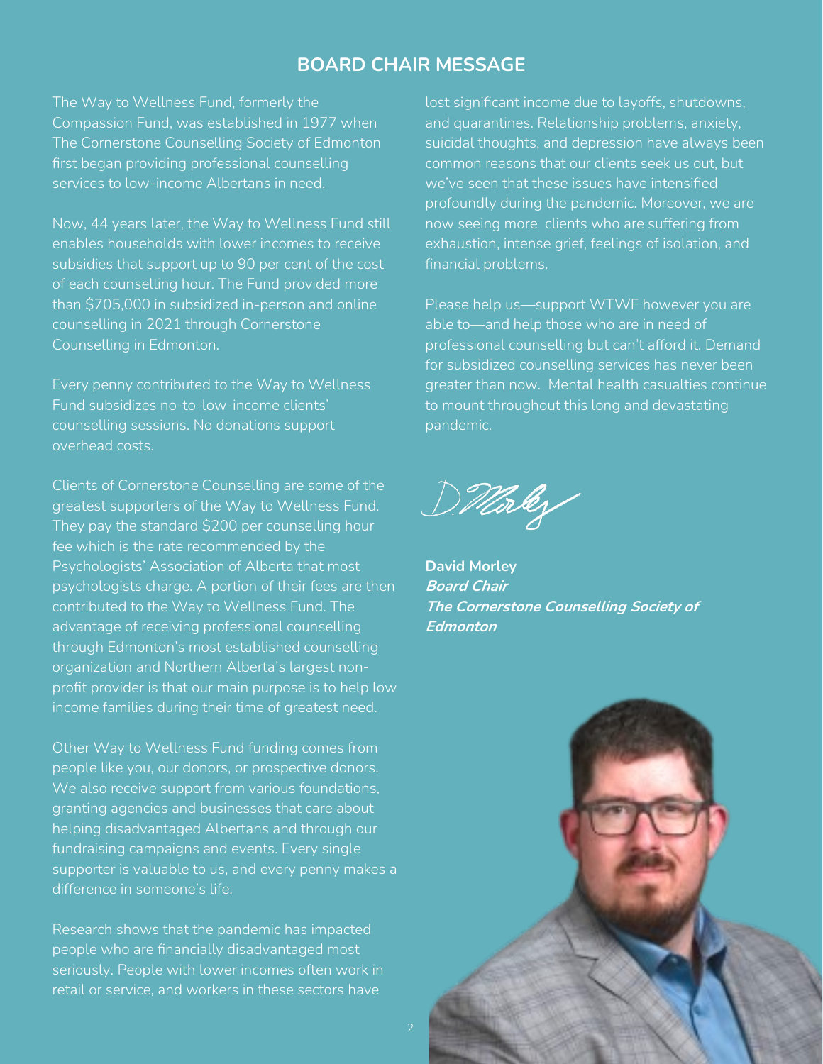## BOARD CHAIR MESSAGE

The Way to Wellness Fund, formerly the Compassion Fund, was established in 1977 when The Cornerstone Counselling Society of Edmonton first began providing professional counselling services to low-income Albertans in need.

Now, 44 years later, the Way to Wellness Fund still enables households with lower incomes to receive subsidies that support up to 90 per cent of the cost of each counselling hour. The Fund provided more than $705,000 in subsidized in-person and online counselling in 2021 through Cornerstone Counselling in Edmonton.

Every penny contributed to the Way to Wellness Fund subsidizes no-to-low-income clients' counselling sessions. No donations support overhead costs.

Clients of Cornerstone Counselling are some of the greatest supporters of the Way to Wellness Fund. They pay the standard $200 per counselling hour fee which is the rate recommended by the Psychologists' Association of Alberta that most psychologists charge. A portion of their fees are then contributed to the Way to Wellness Fund. The advantage of receiving professional counselling through Edmonton's most established counselling organization and Northern Alberta's largest non-profit provider is that our main purpose is to help low income families during their time of greatest need.

Other Way to Wellness Fund funding comes from people like you, our donors, or prospective donors. We also receive support from various foundations, granting agencies and businesses that care about helping disadvantaged Albertans and through our fundraising campaigns and events. Every single supporter is valuable to us, and every penny makes a difference in someone's life.

Research shows that the pandemic has impacted people who are financially disadvantaged most seriously. People with lower incomes often work in retail or service, and workers in these sectors have lost significant income due to layoffs, shutdowns, and quarantines. Relationship problems, anxiety, suicidal thoughts, and depression have always been common reasons that our clients seek us out, but we've seen that these issues have intensified profoundly during the pandemic. Moreover, we are now seeing more clients who are suffering from exhaustion, intense grief, feelings of isolation, and financial problems.

Please help us—support WTWF however you are able to—and help those who are in need of professional counselling but can't afford it. Demand for subsidized counselling services has never been greater than now. Mental health casualties continue to mount throughout this long and devastating pandemic.

**David Morley**
***Board Chair***
***The Cornerstone Counselling Society of Edmonton***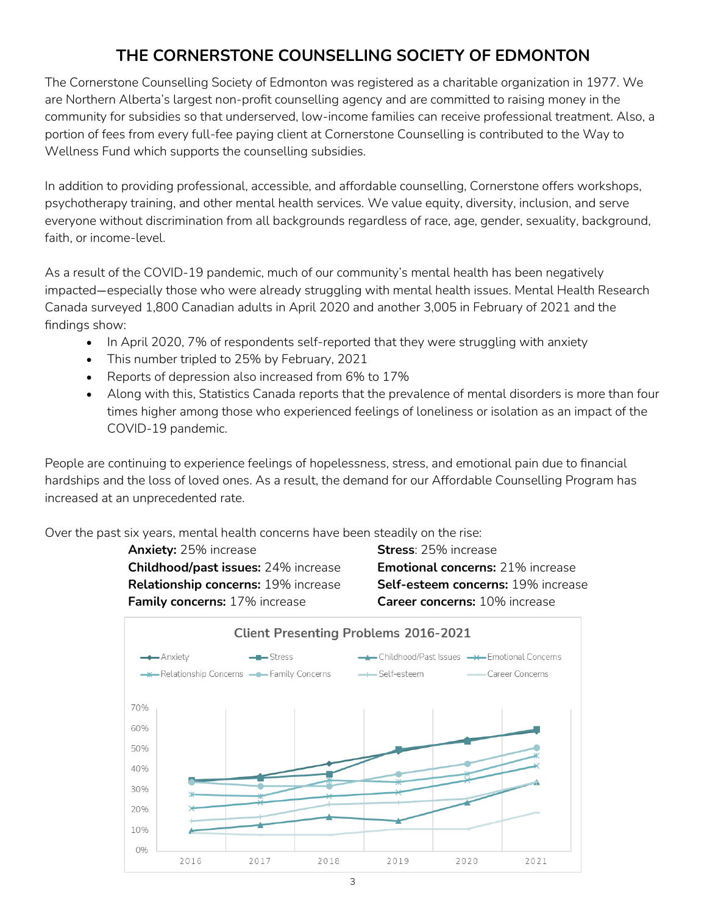# THE CORNERSTONE COUNSELLING SOCIETY OF EDMONTON

The Cornerstone Counselling Society of Edmonton was registered as a charitable organization in 1977. We are Northern Alberta's largest non-profit counselling agency and are committed to raising money in the community for subsidies so that underserved, low-income families can receive professional treatment. Also, a portion of fees from every full-fee paying client at Cornerstone Counselling is contributed to the Way to Wellness Fund which supports the counselling subsidies.

In addition to providing professional, accessible, and affordable counselling, Cornerstone offers workshops, psychotherapy training, and other mental health services. We value equity, diversity, inclusion, and serve everyone without discrimination from all backgrounds regardless of race, age, gender, sexuality, background, faith, or income-level.

As a result of the COVID-19 pandemic, much of our community's mental health has been negatively impacted—especially those who were already struggling with mental health issues. Mental Health Research Canada surveyed 1,800 Canadian adults in April 2020 and another 3,005 in February of 2021 and the findings show:

- In April 2020, 7% of respondents self-reported that they were struggling with anxiety
- This number tripled to 25% by February, 2021
- Reports of depression also increased from 6% to 17%
- Along with this, Statistics Canada reports that the prevalence of mental disorders is more than four times higher among those who experienced feelings of loneliness or isolation as an impact of the COVID-19 pandemic.

People are continuing to experience feelings of hopelessness, stress, and emotional pain due to financial hardships and the loss of loved ones. As a result, the demand for our Affordable Counselling Program has increased at an unprecedented rate.

Over the past six years, mental health concerns have been steadily on the rise:

**Anxiety:** 25% increase
**Stress**: 25% increase
**Childhood/past issues:** 24% increase
**Emotional concerns:** 21% increase
**Relationship concerns:** 19% increase
**Self-esteem concerns:** 19% increase
**Family concerns:** 17% increase
**Career concerns:** 10% increase

**Client Presenting Problems 2016-2021**

Legend: Anxiety, Stress, Childhood/Past Issues, Emotional Concerns, Relationship Concerns, Family Concerns, Self-esteem, Career Concerns

Y-axis: 0%–70%. X-axis: 2016, 2017, 2018, 2019, 2020, 2021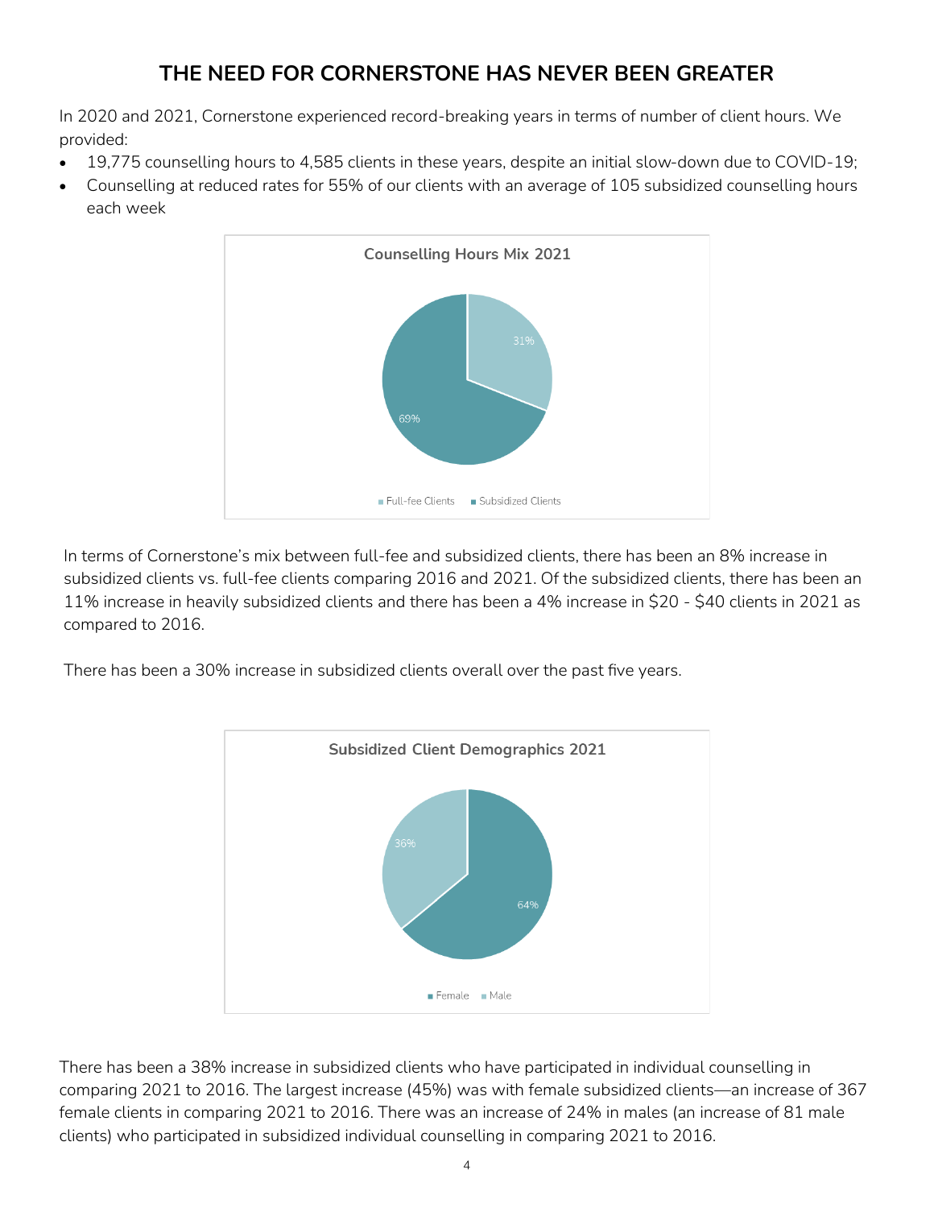# THE NEED FOR CORNERSTONE HAS NEVER BEEN GREATER

In 2020 and 2021, Cornerstone experienced record-breaking years in terms of number of client hours. We provided:

- 19,775 counselling hours to 4,585 clients in these years, despite an initial slow-down due to COVID-19;
- Counselling at reduced rates for 55% of our clients with an average of 105 subsidized counselling hours each week

**Counselling Hours Mix 2021**

| Category | Share |
| --- | --- |
| Full-fee Clients | 31% |
| Subsidized Clients | 69% |

In terms of Cornerstone's mix between full-fee and subsidized clients, there has been an 8% increase in subsidized clients vs. full-fee clients comparing 2016 and 2021. Of the subsidized clients, there has been an 11% increase in heavily subsidized clients and there has been a 4% increase in $20 - $40 clients in 2021 as compared to 2016.

There has been a 30% increase in subsidized clients overall over the past five years.

**Subsidized Client Demographics 2021**

| Category | Share |
| --- | --- |
| Female | 64% |
| Male | 36% |

There has been a 38% increase in subsidized clients who have participated in individual counselling in comparing 2021 to 2016. The largest increase (45%) was with female subsidized clients—an increase of 367 female clients in comparing 2021 to 2016. There was an increase of 24% in males (an increase of 81 male clients) who participated in subsidized individual counselling in comparing 2021 to 2016.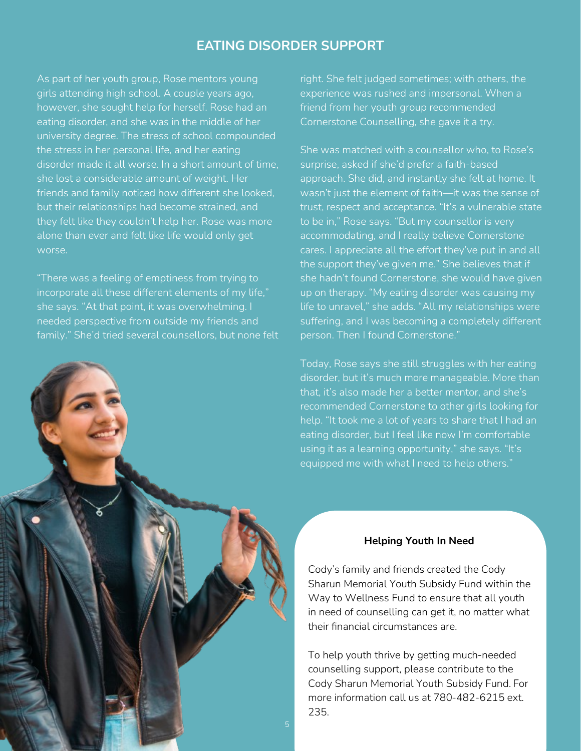## EATING DISORDER SUPPORT

As part of her youth group, Rose mentors young girls attending high school. A couple years ago, however, she sought help for herself. Rose had an eating disorder, and she was in the middle of her university degree. The stress of school compounded the stress in her personal life, and her eating disorder made it all worse. In a short amount of time, she lost a considerable amount of weight. Her friends and family noticed how different she looked, but their relationships had become strained, and they felt like they couldn't help her. Rose was more alone than ever and felt like life would only get worse.

"There was a feeling of emptiness from trying to incorporate all these different elements of my life," she says. "At that point, it was overwhelming. I needed perspective from outside my friends and family." She'd tried several counsellors, but none felt right. She felt judged sometimes; with others, the experience was rushed and impersonal. When a friend from her youth group recommended Cornerstone Counselling, she gave it a try.

She was matched with a counsellor who, to Rose's surprise, asked if she'd prefer a faith-based approach. She did, and instantly she felt at home. It wasn't just the element of faith—it was the sense of trust, respect and acceptance. "It's a vulnerable state to be in," Rose says. "But my counsellor is very accommodating, and I really believe Cornerstone cares. I appreciate all the effort they've put in and all the support they've given me." She believes that if she hadn't found Cornerstone, she would have given up on therapy. "My eating disorder was causing my life to unravel," she adds. "All my relationships were suffering, and I was becoming a completely different person. Then I found Cornerstone."

Today, Rose says she still struggles with her eating disorder, but it's much more manageable. More than that, it's also made her a better mentor, and she's recommended Cornerstone to other girls looking for help. "It took me a lot of years to share that I had an eating disorder, but I feel like now I'm comfortable using it as a learning opportunity," she says. "It's equipped me with what I need to help others."

**Helping Youth In Need**

Cody's family and friends created the Cody Sharun Memorial Youth Subsidy Fund within the Way to Wellness Fund to ensure that all youth in need of counselling can get it, no matter what their financial circumstances are.

To help youth thrive by getting much-needed counselling support, please contribute to the Cody Sharun Memorial Youth Subsidy Fund. For more information call us at 780-482-6215 ext. 235.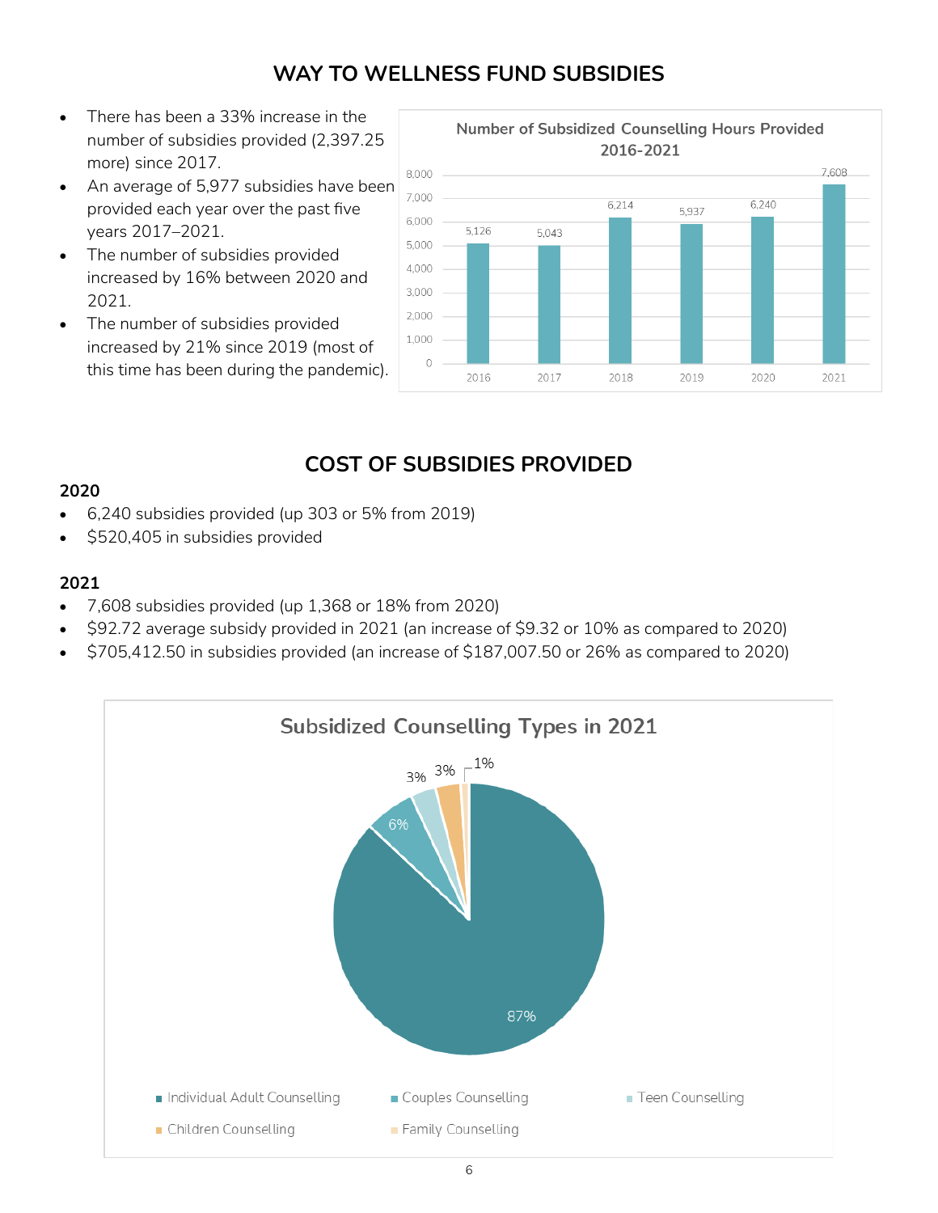## WAY TO WELLNESS FUND SUBSIDIES

- There has been a 33% increase in the number of subsidies provided (2,397.25 more) since 2017.
- An average of 5,977 subsidies have been provided each year over the past five years 2017–2021.
- The number of subsidies provided increased by 16% between 2020 and 2021.
- The number of subsidies provided increased by 21% since 2019 (most of this time has been during the pandemic).

**Number of Subsidized Counselling Hours Provided 2016-2021**

| Year | Hours |
|---|---|
| 2016 | 5,126 |
| 2017 | 5,043 |
| 2018 | 6,214 |
| 2019 | 5,937 |
| 2020 | 6,240 |
| 2021 | 7,608 |

## COST OF SUBSIDIES PROVIDED

**2020**

- 6,240 subsidies provided (up 303 or 5% from 2019)
- $520,405 in subsidies provided

**2021**

- 7,608 subsidies provided (up 1,368 or 18% from 2020)
- $92.72 average subsidy provided in 2021 (an increase of $9.32 or 10% as compared to 2020)
- $705,412.50 in subsidies provided (an increase of $187,007.50 or 26% as compared to 2020)

**Subsidized Counselling Types in 2021**

| Type | Share |
|---|---|
| Individual Adult Counselling | 87% |
| Couples Counselling | 6% |
| Teen Counselling | 3% |
| Children Counselling | 3% |
| Family Counselling | 1% |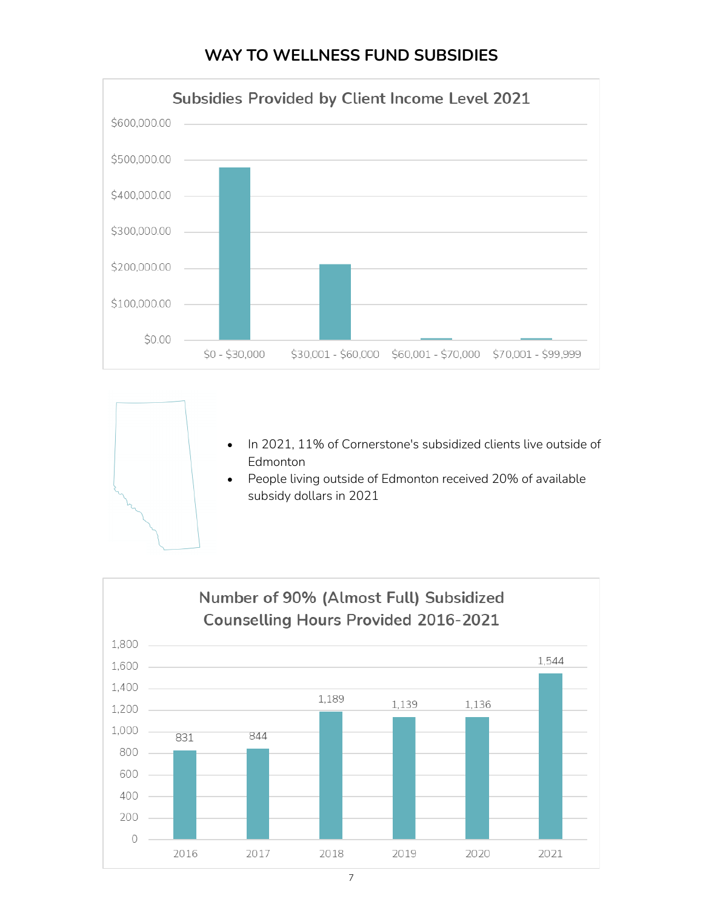# WAY TO WELLNESS FUND SUBSIDIES

**Subsidies Provided by Client Income Level 2021**

| Client Income Level | Subsidies |
|---|---|
| $0 - $30,000 | ~$480,000 |
| $30,001 - $60,000 | ~$210,000 |
| $60,001 - $70,000 | ~$5,000 |
| $70,001 - $99,999 | ~$5,000 |

- In 2021, 11% of Cornerstone's subsidized clients live outside of Edmonton
- People living outside of Edmonton received 20% of available subsidy dollars in 2021

**Number of 90% (Almost Full) Subsidized Counselling Hours Provided 2016-2021**

| Year | Hours |
|---|---|
| 2016 | 831 |
| 2017 | 844 |
| 2018 | 1,189 |
| 2019 | 1,139 |
| 2020 | 1,136 |
| 2021 | 1,544 |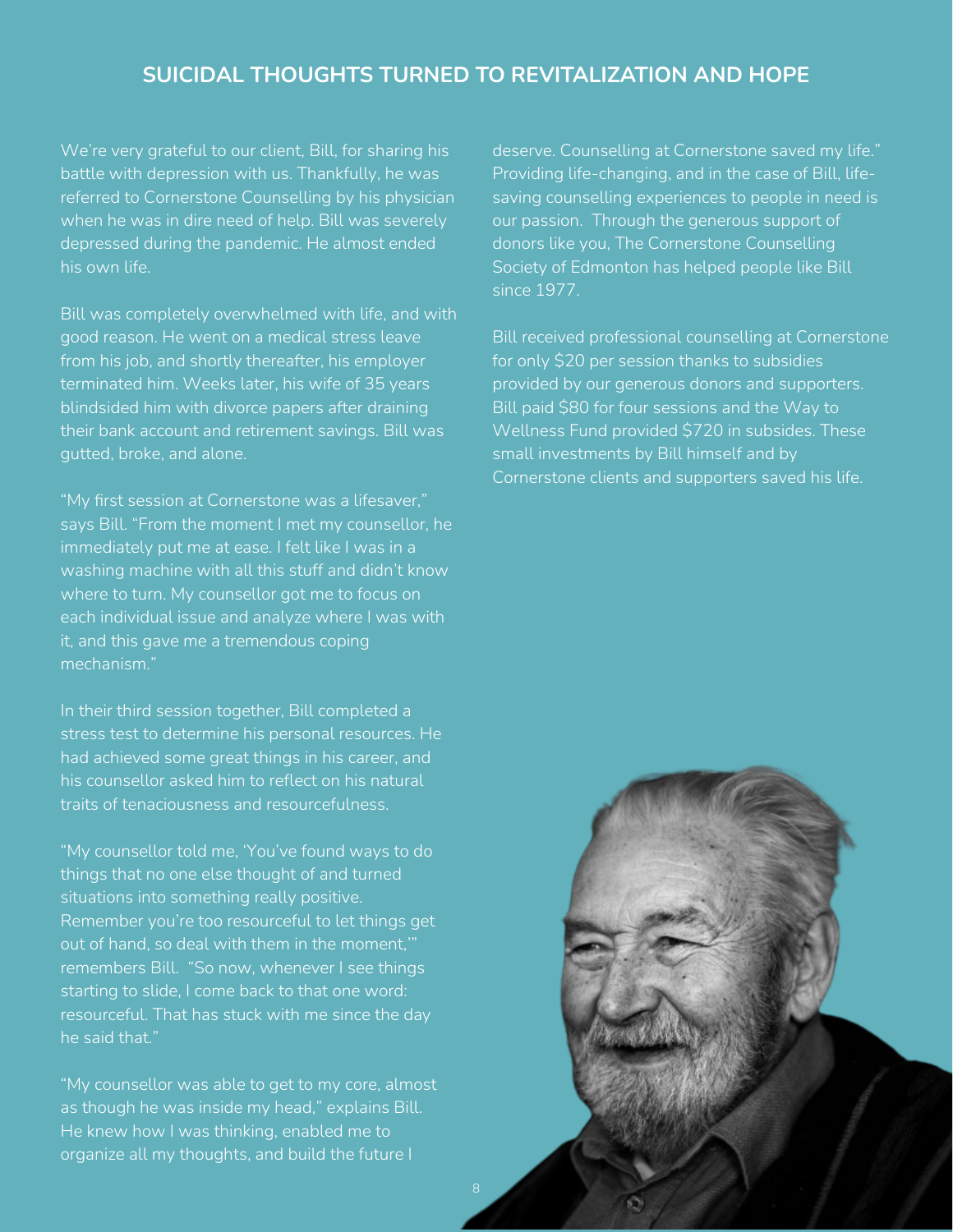## SUICIDAL THOUGHTS TURNED TO REVITALIZATION AND HOPE

We're very grateful to our client, Bill, for sharing his battle with depression with us. Thankfully, he was referred to Cornerstone Counselling by his physician when he was in dire need of help. Bill was severely depressed during the pandemic. He almost ended his own life.

Bill was completely overwhelmed with life, and with good reason. He went on a medical stress leave from his job, and shortly thereafter, his employer terminated him. Weeks later, his wife of 35 years blindsided him with divorce papers after draining their bank account and retirement savings. Bill was gutted, broke, and alone.

"My first session at Cornerstone was a lifesaver," says Bill. "From the moment I met my counsellor, he immediately put me at ease. I felt like I was in a washing machine with all this stuff and didn't know where to turn. My counsellor got me to focus on each individual issue and analyze where I was with it, and this gave me a tremendous coping mechanism."

In their third session together, Bill completed a stress test to determine his personal resources. He had achieved some great things in his career, and his counsellor asked him to reflect on his natural traits of tenaciousness and resourcefulness.

"My counsellor told me, 'You've found ways to do things that no one else thought of and turned situations into something really positive. Remember you're too resourceful to let things get out of hand, so deal with them in the moment,'" remembers Bill. "So now, whenever I see things starting to slide, I come back to that one word: resourceful. That has stuck with me since the day he said that."

"My counsellor was able to get to my core, almost as though he was inside my head," explains Bill. He knew how I was thinking, enabled me to organize all my thoughts, and build the future I deserve. Counselling at Cornerstone saved my life." Providing life-changing, and in the case of Bill, life-saving counselling experiences to people in need is our passion. Through the generous support of donors like you, The Cornerstone Counselling Society of Edmonton has helped people like Bill since 1977.

Bill received professional counselling at Cornerstone for only $20 per session thanks to subsidies provided by our generous donors and supporters. Bill paid $80 for four sessions and the Way to Wellness Fund provided $720 in subsides. These small investments by Bill himself and by Cornerstone clients and supporters saved his life.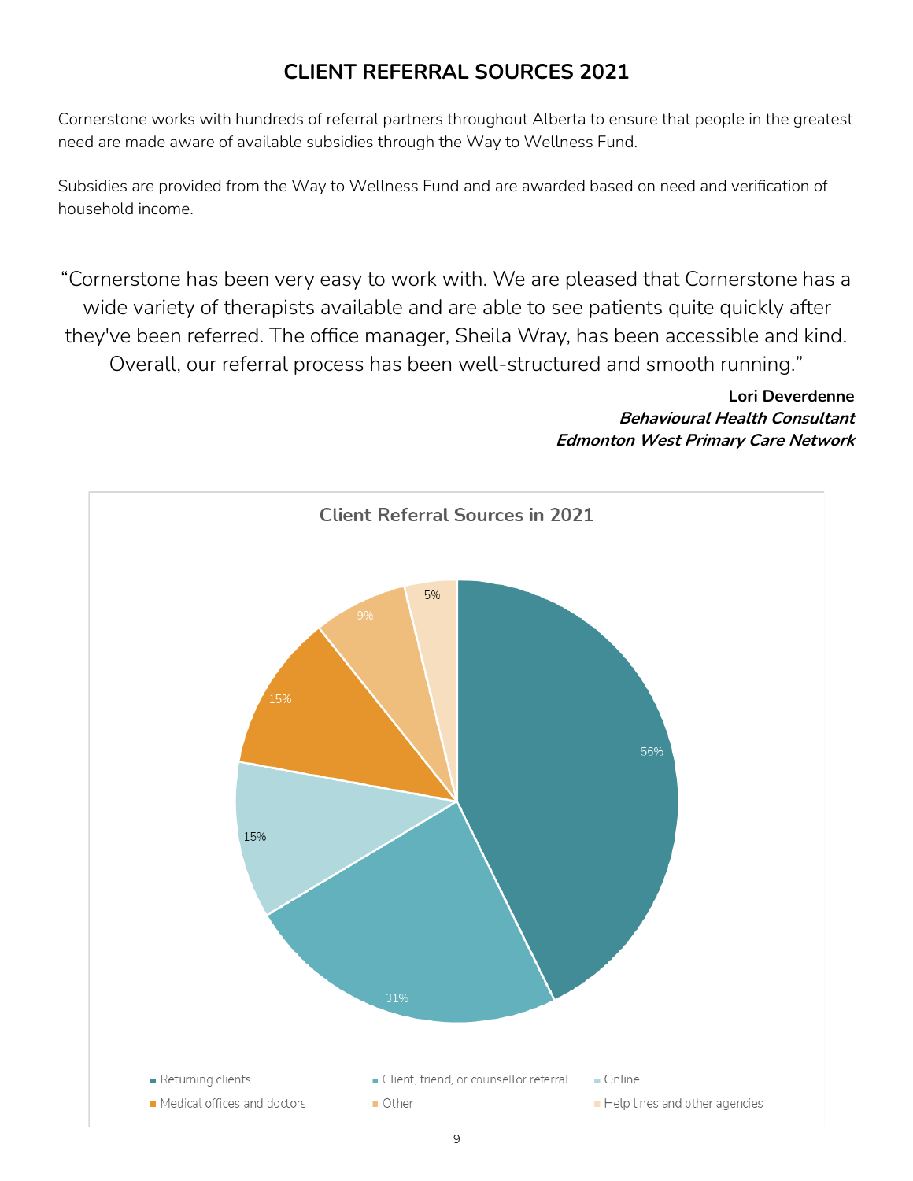# CLIENT REFERRAL SOURCES 2021

Cornerstone works with hundreds of referral partners throughout Alberta to ensure that people in the greatest need are made aware of available subsidies through the Way to Wellness Fund.

Subsidies are provided from the Way to Wellness Fund and are awarded based on need and verification of household income.

"Cornerstone has been very easy to work with. We are pleased that Cornerstone has a wide variety of therapists available and are able to see patients quite quickly after they've been referred. The office manager, Sheila Wray, has been accessible and kind. Overall, our referral process has been well-structured and smooth running."

**Lori Deverdenne**
***Behavioural Health Consultant***
***Edmonton West Primary Care Network***

**Client Referral Sources in 2021**

| Source | Percentage |
| --- | --- |
| Returning clients | 56% |
| Client, friend, or counsellor referral | 31% |
| Online | 15% |
| Medical offices and doctors | 15% |
| Other | 9% |
| Help lines and other agencies | 5% |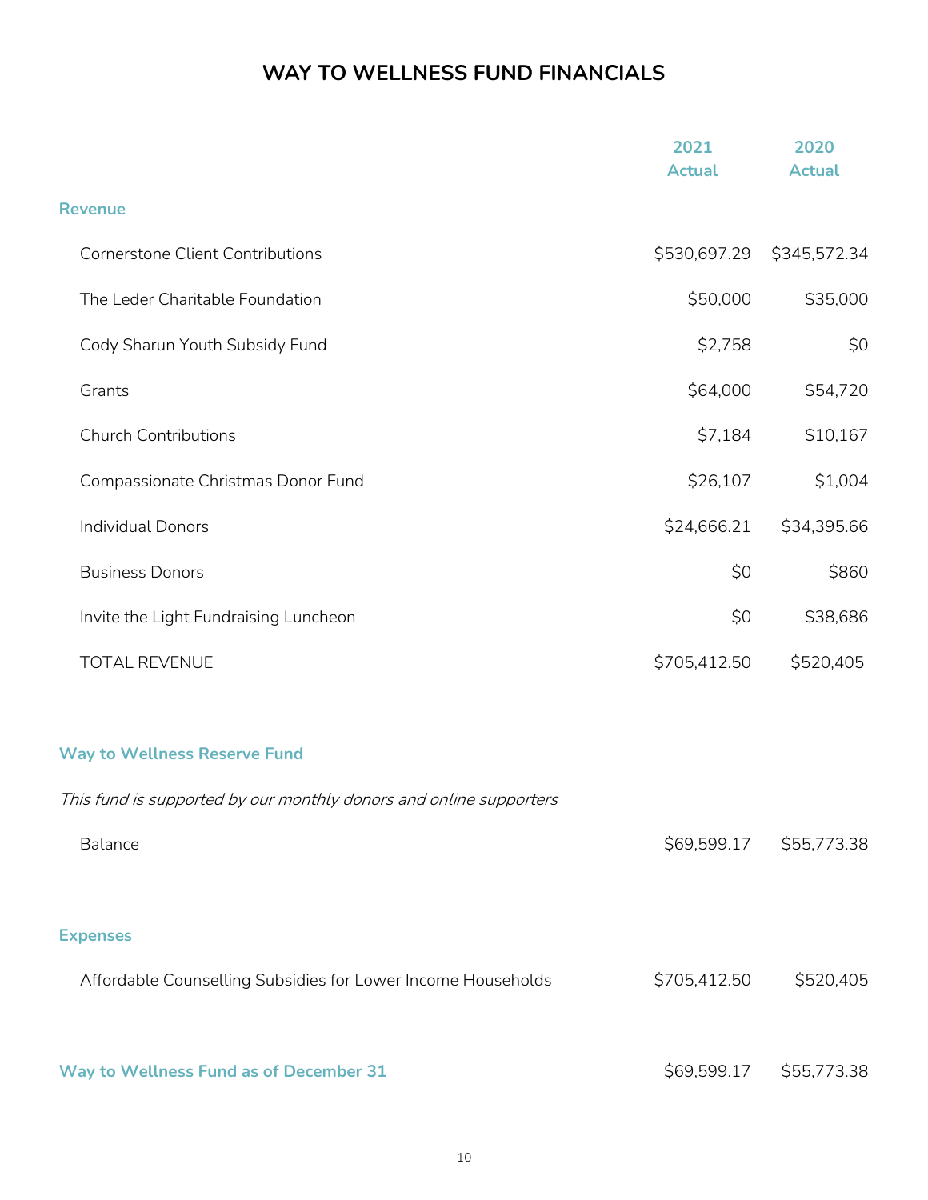# WAY TO WELLNESS FUND FINANCIALS

| | 2021 Actual | 2020 Actual |
|---|---|---|
| **Revenue** | | |
| Cornerstone Client Contributions | $530,697.29 | $345,572.34 |
| The Leder Charitable Foundation | $50,000 | $35,000 |
| Cody Sharun Youth Subsidy Fund | $2,758 | $0 |
| Grants | $64,000 | $54,720 |
| Church Contributions | $7,184 | $10,167 |
| Compassionate Christmas Donor Fund | $26,107 | $1,004 |
| Individual Donors | $24,666.21 | $34,395.66 |
| Business Donors | $0 | $860 |
| Invite the Light Fundraising Luncheon | $0 | $38,686 |
| TOTAL REVENUE | $705,412.50 | $520,405 |
| **Way to Wellness Reserve Fund** | | |
| *This fund is supported by our monthly donors and online supporters* | | |
| Balance | $69,599.17 | $55,773.38 |
| **Expenses** | | |
| Affordable Counselling Subsidies for Lower Income Households | $705,412.50 | $520,405 |
| **Way to Wellness Fund as of December 31** | $69,599.17 | $55,773.38 |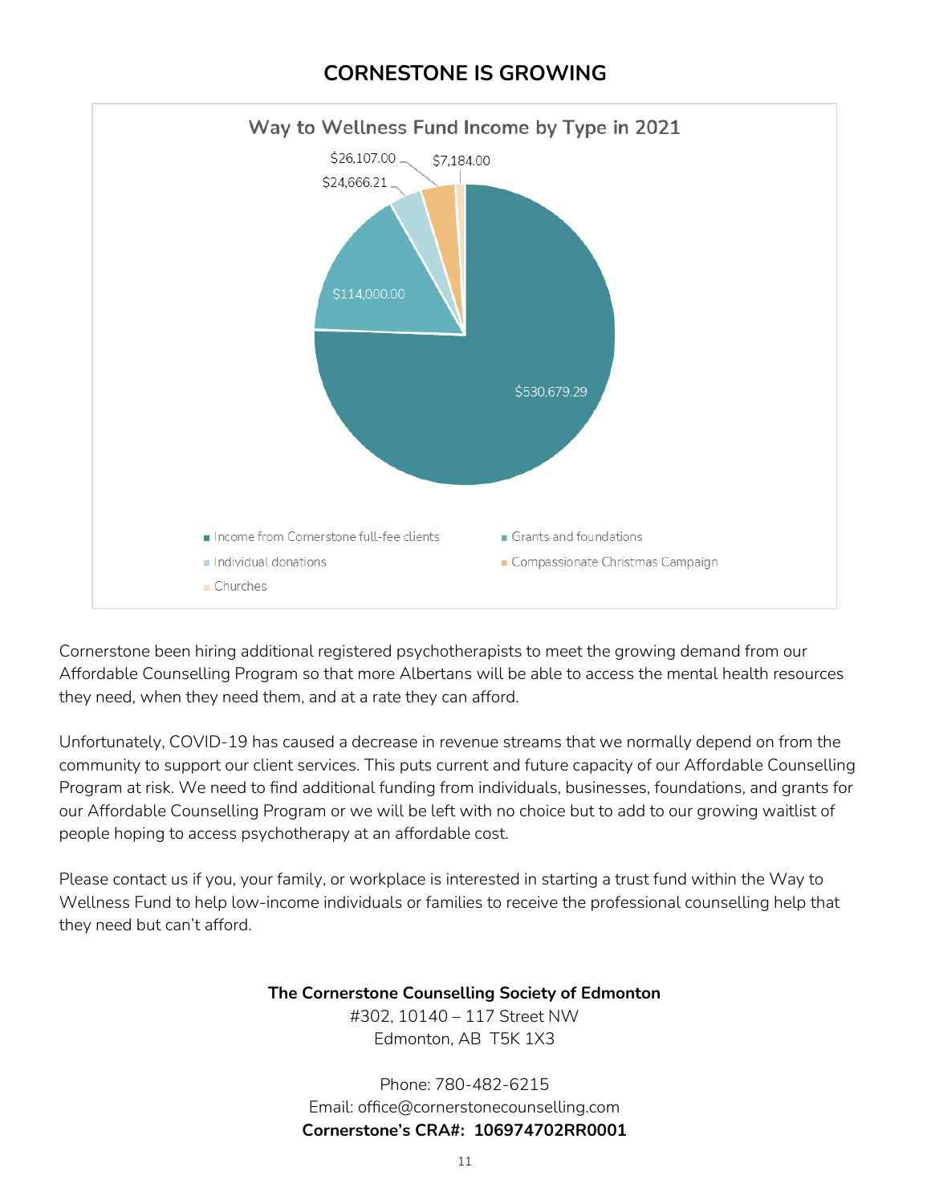## CORNERSTONE IS GROWING

**Way to Wellness Fund Income by Type in 2021**

| Type | Amount |
|---|---|
| Income from Cornerstone full-fee clients | $530,679.29 |
| Grants and foundations | $114,000.00 |
| Individual donations | $24,666.21 |
| Compassionate Christmas Campaign | $26,107.00 |
| Churches | $7,184.00 |

Cornerstone been hiring additional registered psychotherapists to meet the growing demand from our Affordable Counselling Program so that more Albertans will be able to access the mental health resources they need, when they need them, and at a rate they can afford.

Unfortunately, COVID-19 has caused a decrease in revenue streams that we normally depend on from the community to support our client services. This puts current and future capacity of our Affordable Counselling Program at risk. We need to find additional funding from individuals, businesses, foundations, and grants for our Affordable Counselling Program or we will be left with no choice but to add to our growing waitlist of people hoping to access psychotherapy at an affordable cost.

Please contact us if you, your family, or workplace is interested in starting a trust fund within the Way to Wellness Fund to help low-income individuals or families to receive the professional counselling help that they need but can't afford.

**The Cornerstone Counselling Society of Edmonton**
#302, 10140 – 117 Street NW
Edmonton, AB T5K 1X3

Phone: 780-482-6215
Email: office@cornerstonecounselling.com
**Cornerstone's CRA#: 106974702RR0001**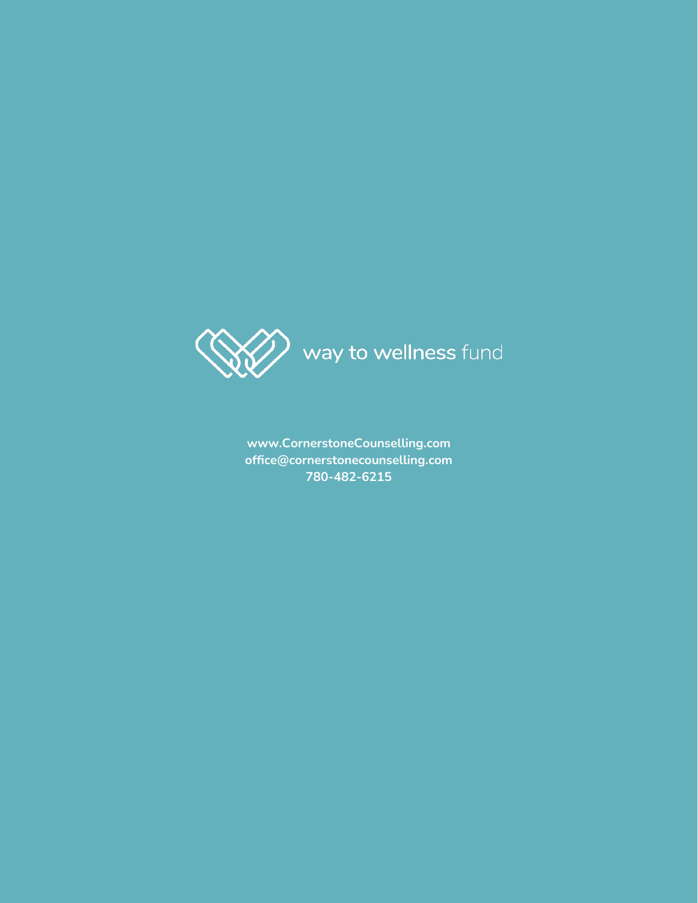way to wellness fund

**www.CornerstoneCounselling.com**
**office@cornerstonecounselling.com**
**780-482-6215**